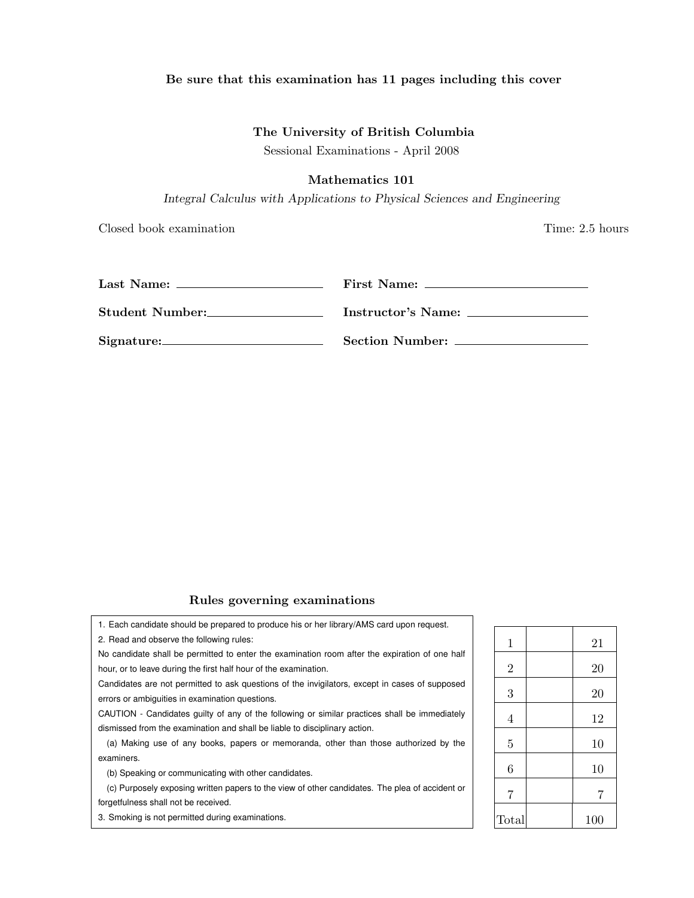**Be sure that this examination has 11 pages including this cover**

**The University of British Columbia**

Sessional Examinations - April 2008

**Mathematics 101**

*Integral Calculus with Applications to Physical Sciences and Engineering*

Closed book examination — Time: 2.5 hours

**Last Name:** ______________________ **First Name:** ______________________

**Student Number:** ______________________ **Instructor's Name:** ______________________

**Signature:** ______________________ **Section Number:** ______________________

**Rules governing examinations**

1. Each candidate should be prepared to produce his or her library/AMS card upon request.
2. Read and observe the following rules:

No candidate shall be permitted to enter the examination room after the expiration of one half hour, or to leave during the first half hour of the examination.

Candidates are not permitted to ask questions of the invigilators, except in cases of supposed errors or ambiguities in examination questions.

CAUTION - Candidates guilty of any of the following or similar practices shall be immediately dismissed from the examination and shall be liable to disciplinary action.

(a) Making use of any books, papers or memoranda, other than those authorized by the examiners.

(b) Speaking or communicating with other candidates.

(c) Purposely exposing written papers to the view of other candidates. The plea of accident or forgetfulness shall not be received.

3. Smoking is not permitted during examinations.

| | | |
|---|---|---|
| 1 | | 21 |
| 2 | | 20 |
| 3 | | 20 |
| 4 | | 12 |
| 5 | | 10 |
| 6 | | 10 |
| 7 | | 7 |
| Total | | 100 |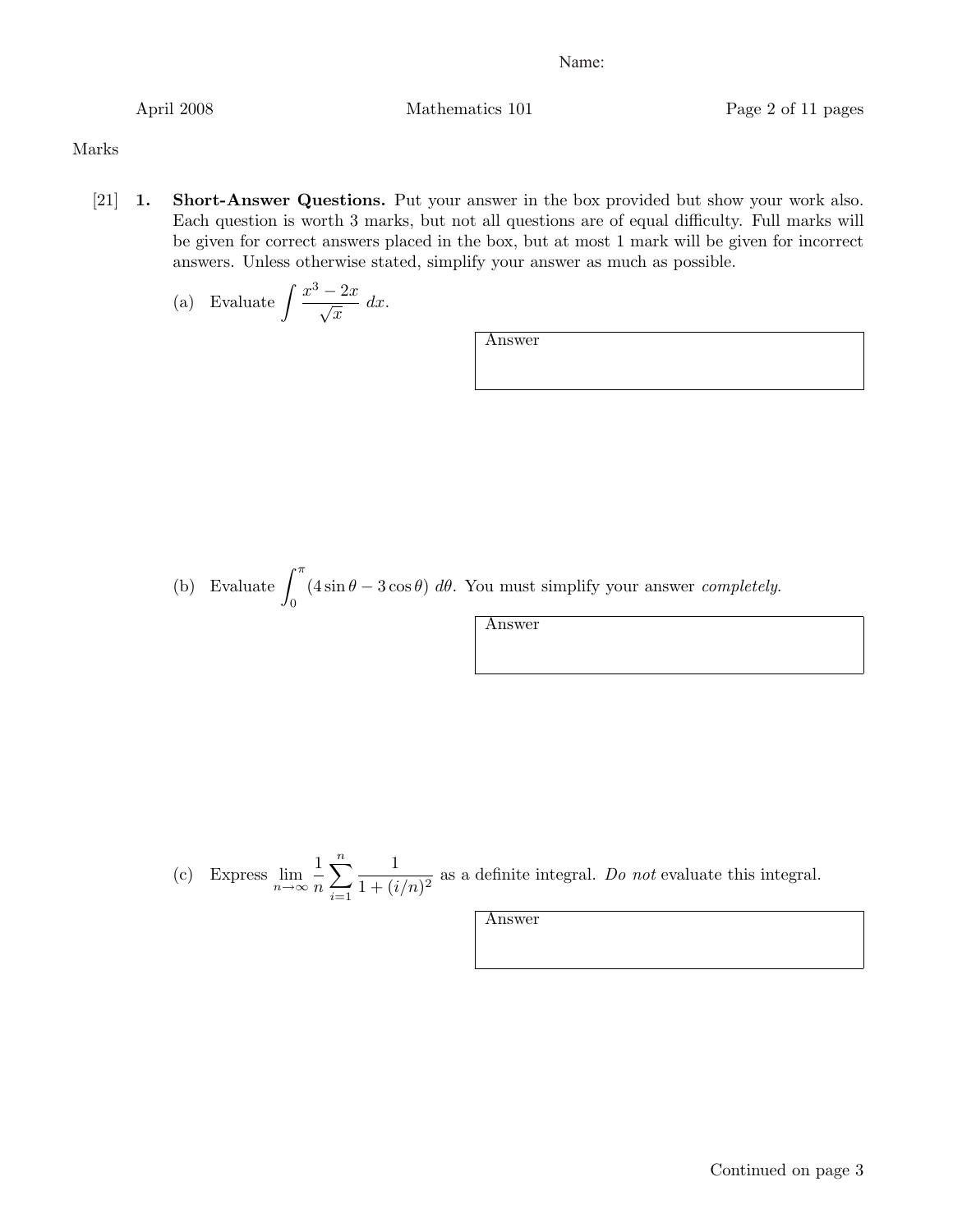Name:

Marks

[21] **1.** **Short-Answer Questions.** Put your answer in the box provided but show your work also. Each question is worth 3 marks, but not all questions are of equal difficulty. Full marks will be given for correct answers placed in the box, but at most 1 mark will be given for incorrect answers. Unless otherwise stated, simplify your answer as much as possible.

(a) Evaluate $\displaystyle\int \frac{x^3 - 2x}{\sqrt{x}}\, dx$.

Answer

(b) Evaluate $\displaystyle\int_0^{\pi} (4\sin\theta - 3\cos\theta)\, d\theta$. You must simplify your answer *completely*.

Answer

(c) Express $\displaystyle\lim_{n\to\infty} \frac{1}{n} \sum_{i=1}^{n} \frac{1}{1 + (i/n)^2}$ as a definite integral. *Do not* evaluate this integral.

Answer

Continued on page 3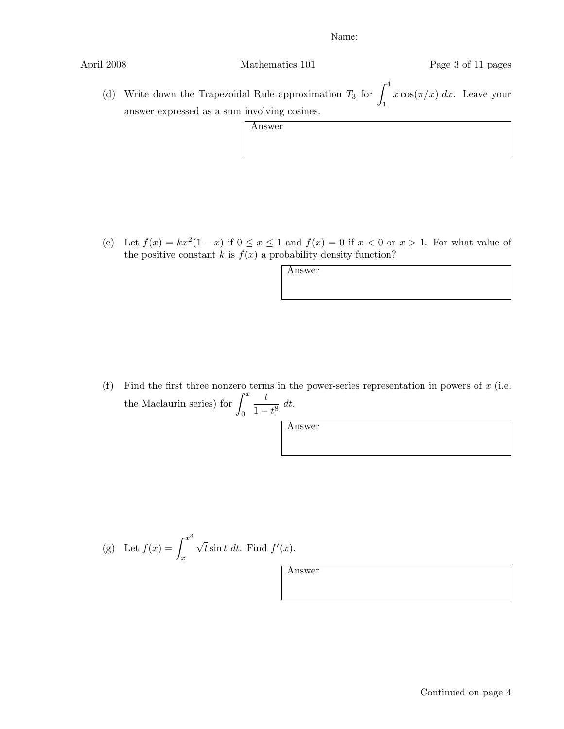Name:

(d) Write down the Trapezoidal Rule approximation $T_3$ for $\int_1^4 x\cos(\pi/x)\,dx$. Leave your answer expressed as a sum involving cosines.

Answer

(e) Let $f(x) = kx^2(1-x)$ if $0 \le x \le 1$ and $f(x) = 0$ if $x < 0$ or $x > 1$. For what value of the positive constant $k$ is $f(x)$ a probability density function?

Answer

(f) Find the first three nonzero terms in the power-series representation in powers of $x$ (i.e. the Maclaurin series) for $\int_0^x \frac{t}{1-t^8}\,dt$.

Answer

(g) Let $f(x) = \int_x^{x^3} \sqrt{t}\sin t\,dt$. Find $f'(x)$.

Answer

Continued on page 4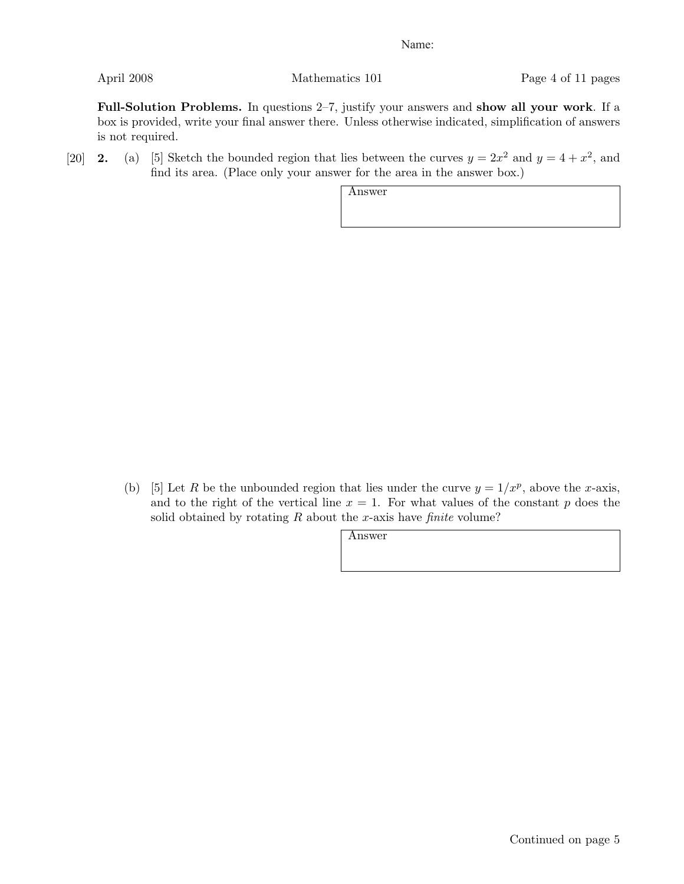Name:

**Full-Solution Problems.** In questions 2–7, justify your answers and **show all your work**. If a box is provided, write your final answer there. Unless otherwise indicated, simplification of answers is not required.

[20] **2.** (a) [5] Sketch the bounded region that lies between the curves $y = 2x^2$ and $y = 4 + x^2$, and find its area. (Place only your answer for the area in the answer box.)

| Answer |
|---|
| |

(b) [5] Let $R$ be the unbounded region that lies under the curve $y = 1/x^p$, above the $x$-axis, and to the right of the vertical line $x = 1$. For what values of the constant $p$ does the solid obtained by rotating $R$ about the $x$-axis have *finite* volume?

| Answer |
|---|
| |

Continued on page 5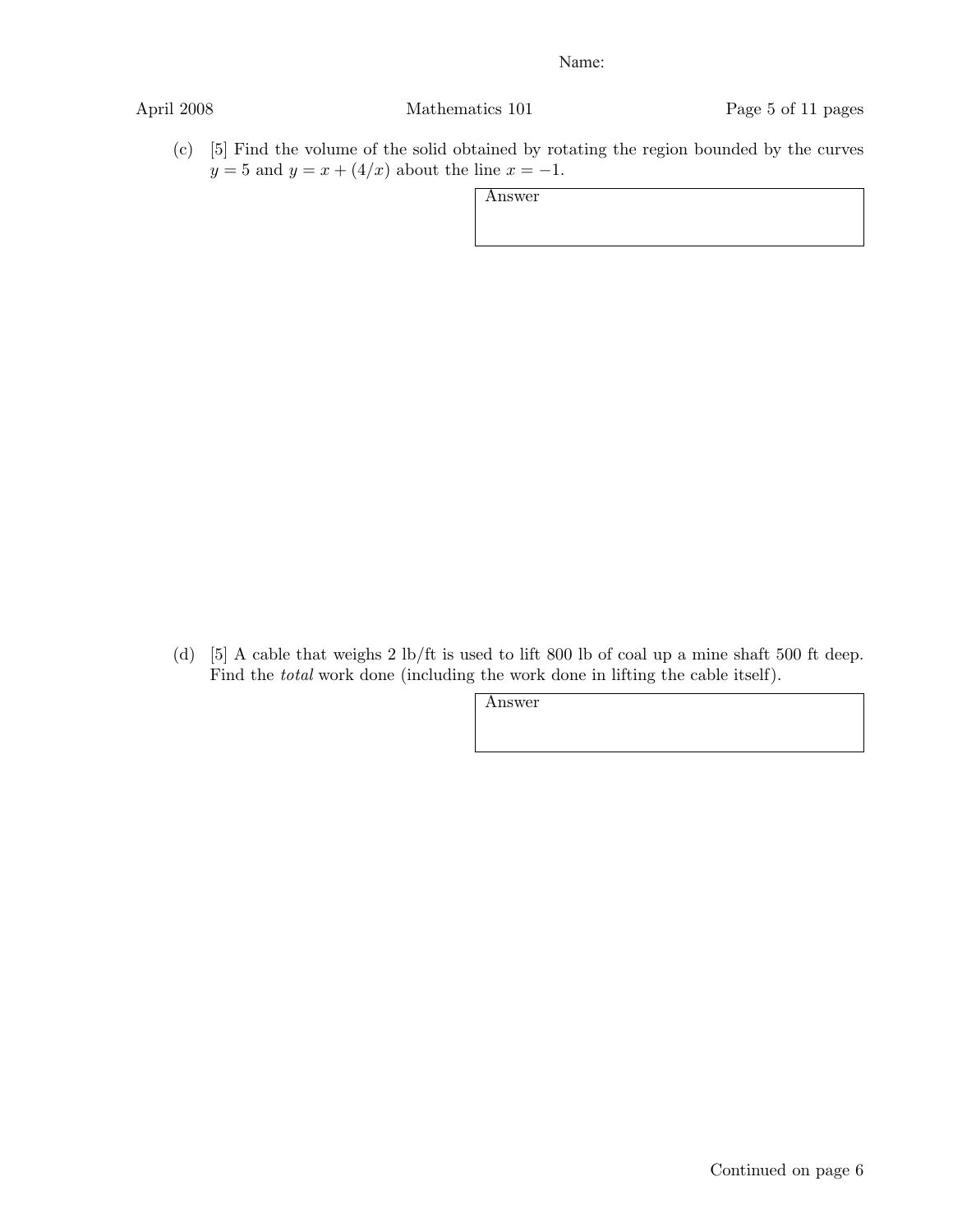(c) [5] Find the volume of the solid obtained by rotating the region bounded by the curves $y = 5$ and $y = x + (4/x)$ about the line $x = -1$.

| Answer |
|---|
| |

(d) [5] A cable that weighs 2 lb/ft is used to lift 800 lb of coal up a mine shaft 500 ft deep. Find the *total* work done (including the work done in lifting the cable itself).

| Answer |
|---|
| |

Continued on page 6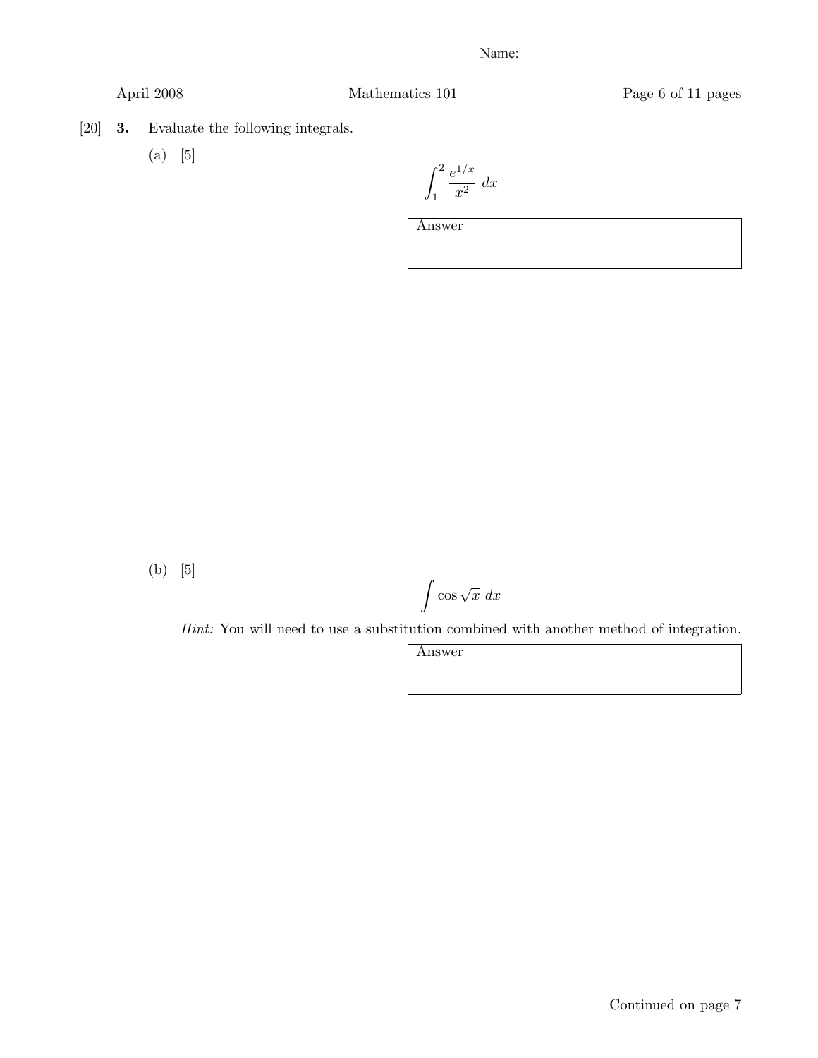Name:

[20] **3.** Evaluate the following integrals.

(a) [5]

$$\int_1^2 \frac{e^{1/x}}{x^2}\ dx$$

| Answer |
|---|
| |

(b) [5]

$$\int \cos \sqrt{x}\ dx$$

*Hint:* You will need to use a substitution combined with another method of integration.

| Answer |
|---|
| |

Continued on page 7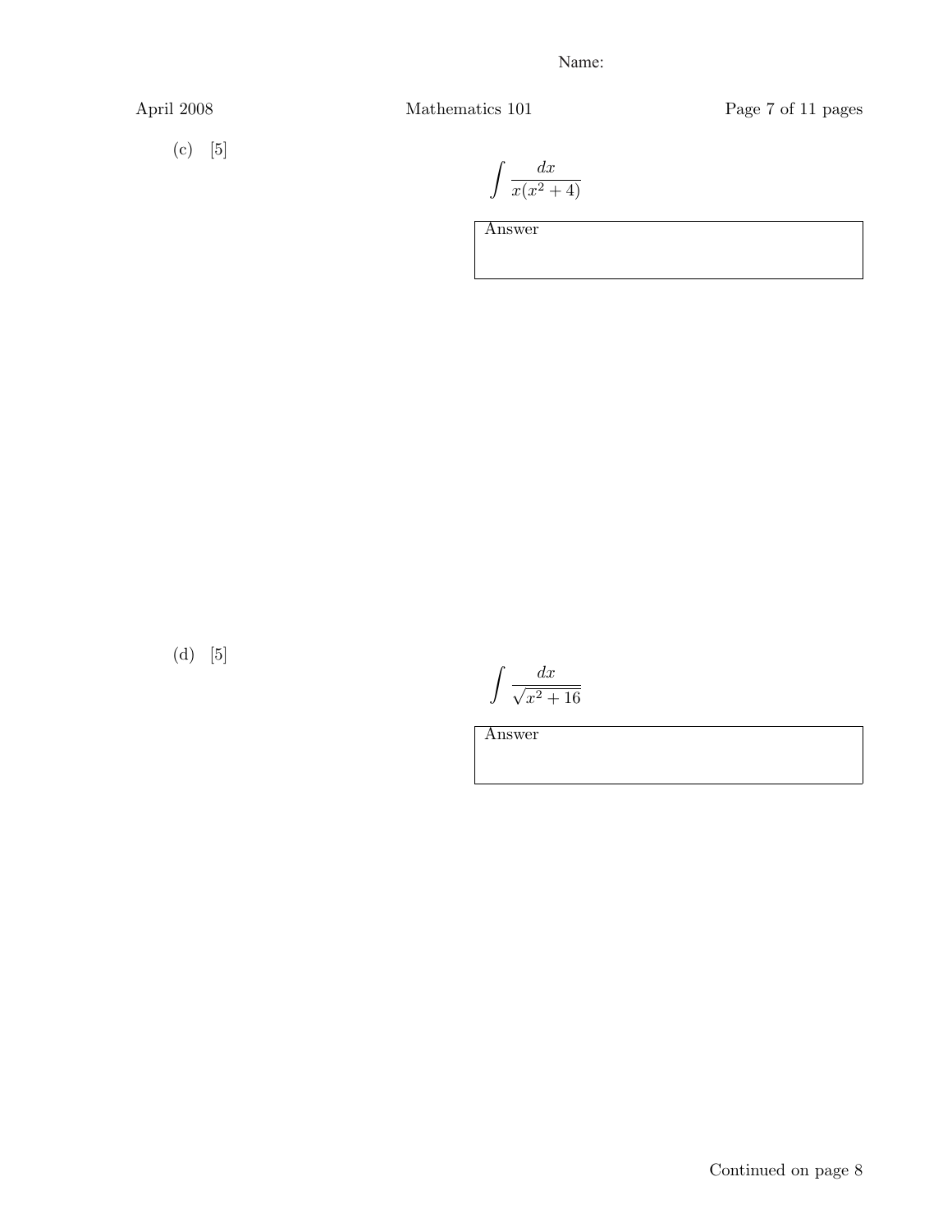(c) [5]

$$\int \frac{dx}{x(x^2+4)}$$

Answer

(d) [5]

$$\int \frac{dx}{\sqrt{x^2+16}}$$

Answer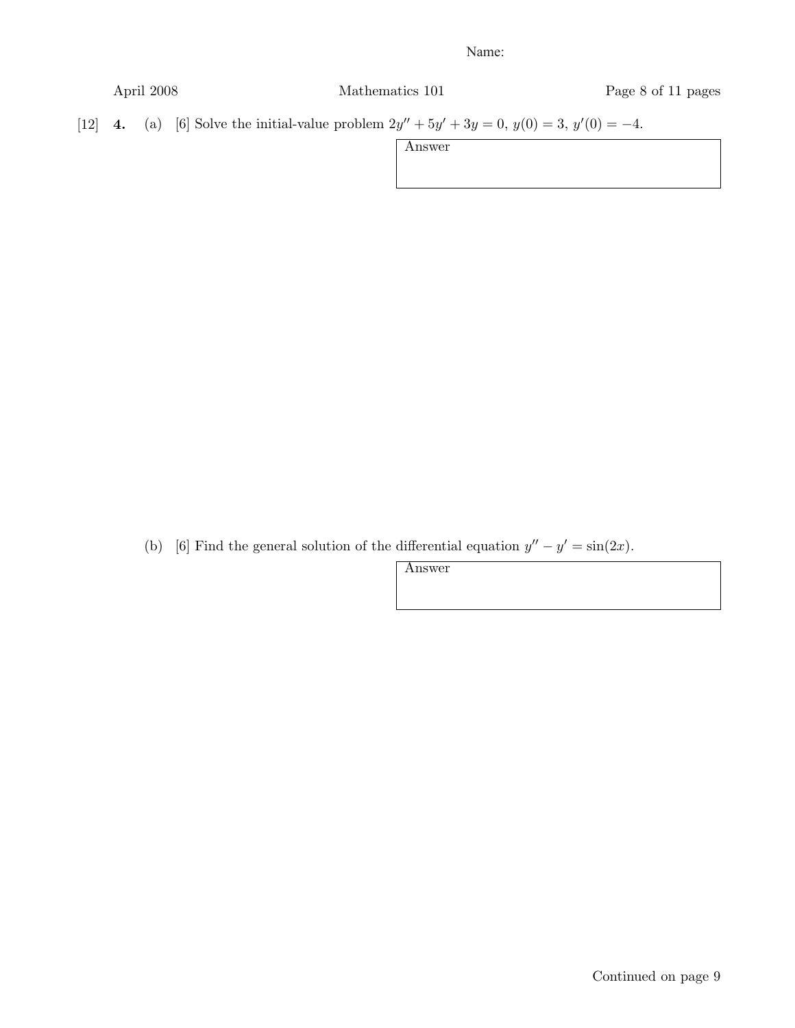[12] **4.** (a) [6] Solve the initial-value problem $2y'' + 5y' + 3y = 0$, $y(0) = 3$, $y'(0) = -4$.

| Answer |
|---|
| |

(b) [6] Find the general solution of the differential equation $y'' - y' = \sin(2x)$.

| Answer |
|---|
| |

Continued on page 9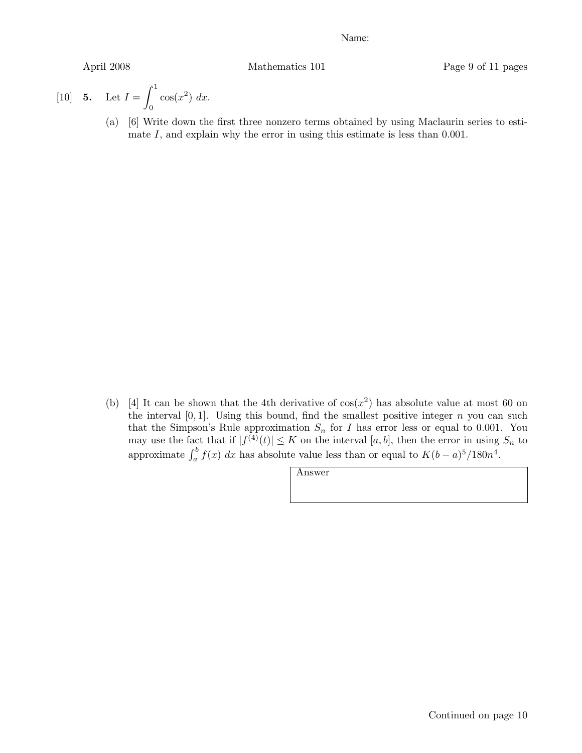Name:

[10] **5.** Let $I = \int_0^1 \cos(x^2)\, dx$.

(a) [6] Write down the first three nonzero terms obtained by using Maclaurin series to estimate $I$, and explain why the error in using this estimate is less than 0.001.

(b) [4] It can be shown that the 4th derivative of $\cos(x^2)$ has absolute value at most 60 on the interval $[0, 1]$. Using this bound, find the smallest positive integer $n$ you can such that the Simpson's Rule approximation $S_n$ for $I$ has error less or equal to 0.001. You may use the fact that if $|f^{(4)}(t)| \leq K$ on the interval $[a, b]$, then the error in using $S_n$ to approximate $\int_a^b f(x)\, dx$ has absolute value less than or equal to $K(b-a)^5/180n^4$.

| Answer |
|---|
| |

Continued on page 10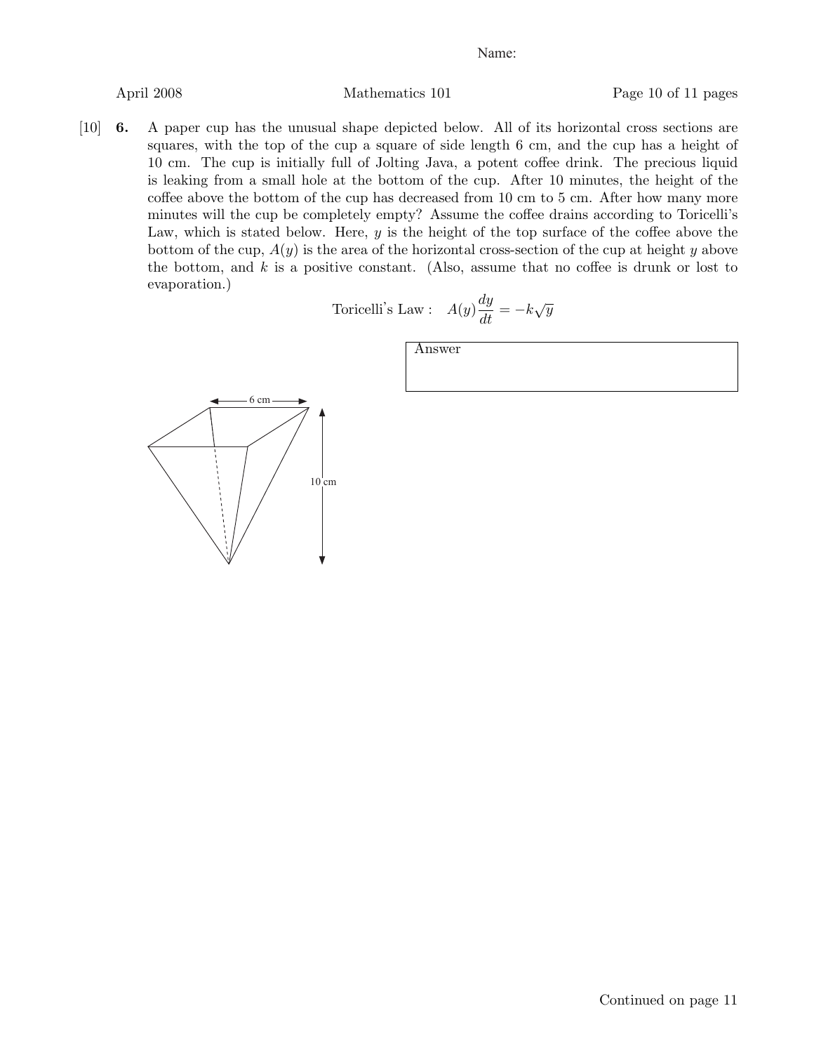Name:

**[10] 6.** A paper cup has the unusual shape depicted below. All of its horizontal cross sections are squares, with the top of the cup a square of side length 6 cm, and the cup has a height of 10 cm. The cup is initially full of Jolting Java, a potent coffee drink. The precious liquid is leaking from a small hole at the bottom of the cup. After 10 minutes, the height of the coffee above the bottom of the cup has decreased from 10 cm to 5 cm. After how many more minutes will the cup be completely empty? Assume the coffee drains according to Toricelli's Law, which is stated below. Here, $y$ is the height of the top surface of the coffee above the bottom of the cup, $A(y)$ is the area of the horizontal cross-section of the cup at height $y$ above the bottom, and $k$ is a positive constant. (Also, assume that no coffee is drunk or lost to evaporation.)

$$\text{Toricelli's Law:} \quad A(y)\frac{dy}{dt} = -k\sqrt{y}$$

| Answer |
| --- |
| |

6 cm

10 cm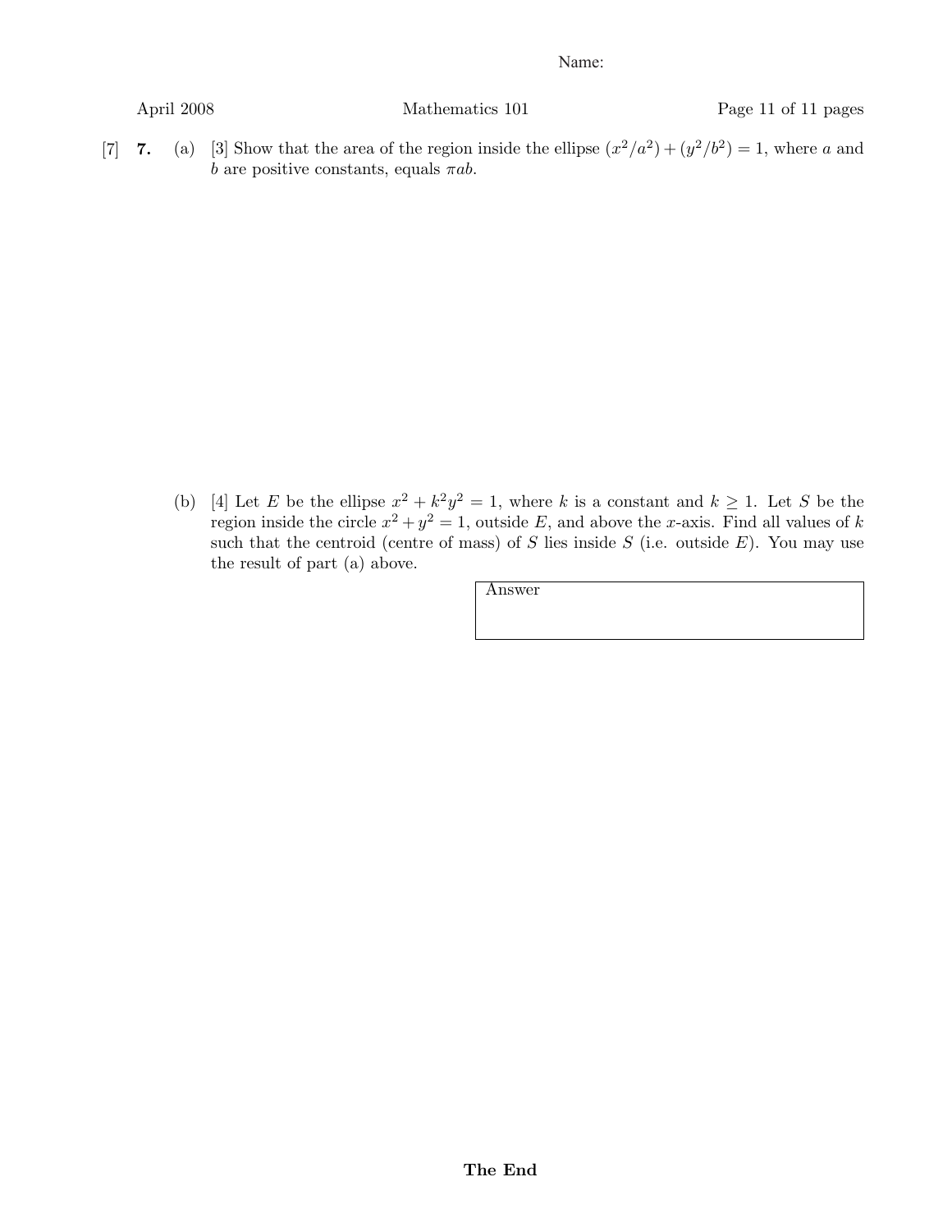Name:

[7] **7.** (a) [3] Show that the area of the region inside the ellipse $(x^2/a^2) + (y^2/b^2) = 1$, where $a$ and $b$ are positive constants, equals $\pi ab$.

(b) [4] Let $E$ be the ellipse $x^2 + k^2y^2 = 1$, where $k$ is a constant and $k \geq 1$. Let $S$ be the region inside the circle $x^2 + y^2 = 1$, outside $E$, and above the $x$-axis. Find all values of $k$ such that the centroid (centre of mass) of $S$ lies inside $S$ (i.e. outside $E$). You may use the result of part (a) above.

| Answer |
|---|
| |

**The End**